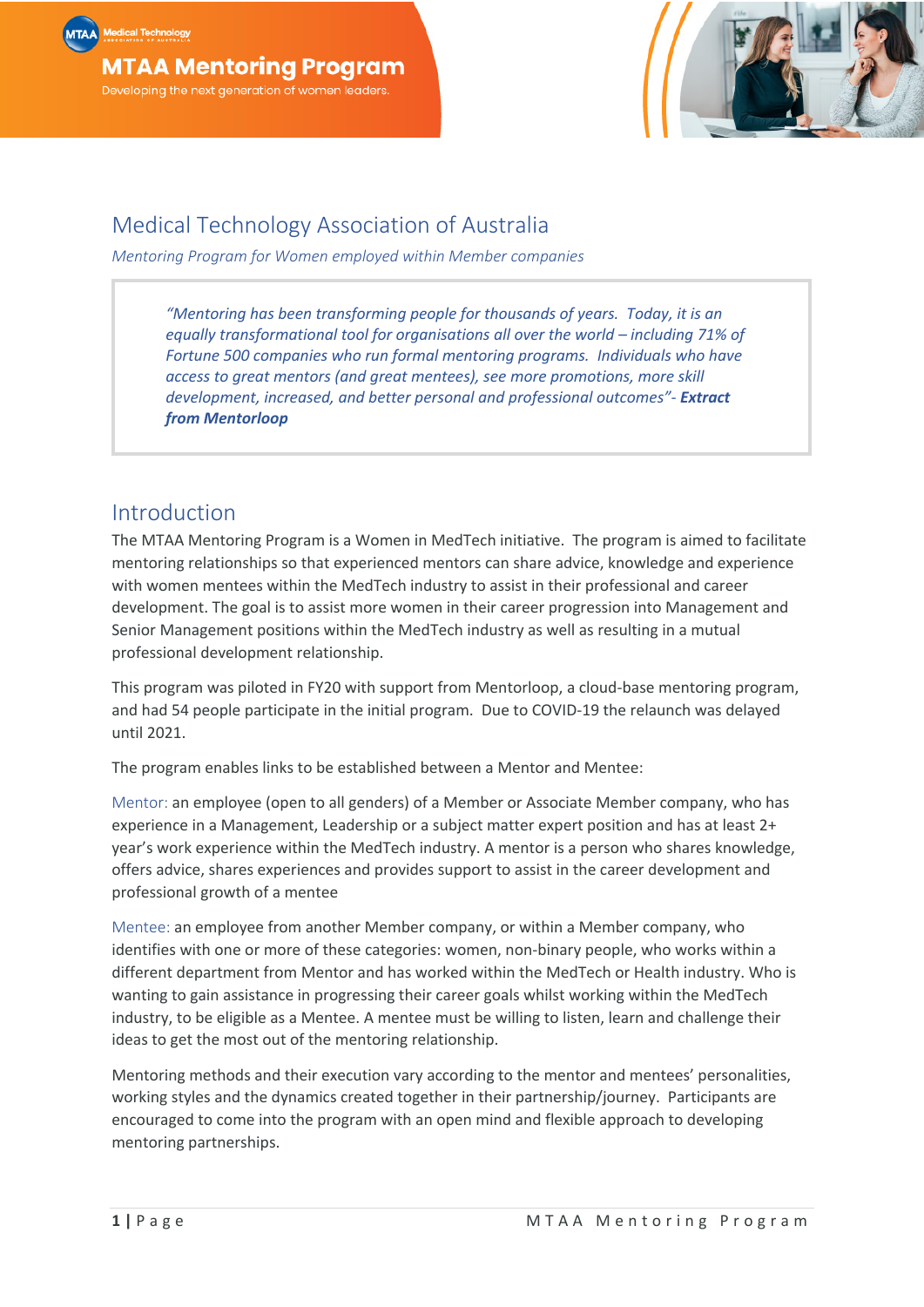# MTAA Mentoring Program

Developing the next generation of women leaders.

## Medical Technology Association of Australia

*Mentoring Program for Women employed within Member companies*

> *"Mentoring has been transforming people for thousands of years. Today, it is an equally transformational tool for organisations all over the world – including 71% of Fortune 500 companies who run formal mentoring programs. Individuals who have access to great mentors (and great mentees), see more promotions, more skill development, increased, and better personal and professional outcomes"- **Extract from Mentorloop***

## Introduction

The MTAA Mentoring Program is a Women in MedTech initiative. The program is aimed to facilitate mentoring relationships so that experienced mentors can share advice, knowledge and experience with women mentees within the MedTech industry to assist in their professional and career development. The goal is to assist more women in their career progression into Management and Senior Management positions within the MedTech industry as well as resulting in a mutual professional development relationship.

This program was piloted in FY20 with support from Mentorloop, a cloud-base mentoring program, and had 54 people participate in the initial program. Due to COVID-19 the relaunch was delayed until 2021.

The program enables links to be established between a Mentor and Mentee:

Mentor: an employee (open to all genders) of a Member or Associate Member company, who has experience in a Management, Leadership or a subject matter expert position and has at least 2+ year's work experience within the MedTech industry. A mentor is a person who shares knowledge, offers advice, shares experiences and provides support to assist in the career development and professional growth of a mentee

Mentee: an employee from another Member company, or within a Member company, who identifies with one or more of these categories: women, non-binary people, who works within a different department from Mentor and has worked within the MedTech or Health industry. Who is wanting to gain assistance in progressing their career goals whilst working within the MedTech industry, to be eligible as a Mentee. A mentee must be willing to listen, learn and challenge their ideas to get the most out of the mentoring relationship.

Mentoring methods and their execution vary according to the mentor and mentees' personalities, working styles and the dynamics created together in their partnership/journey. Participants are encouraged to come into the program with an open mind and flexible approach to developing mentoring partnerships.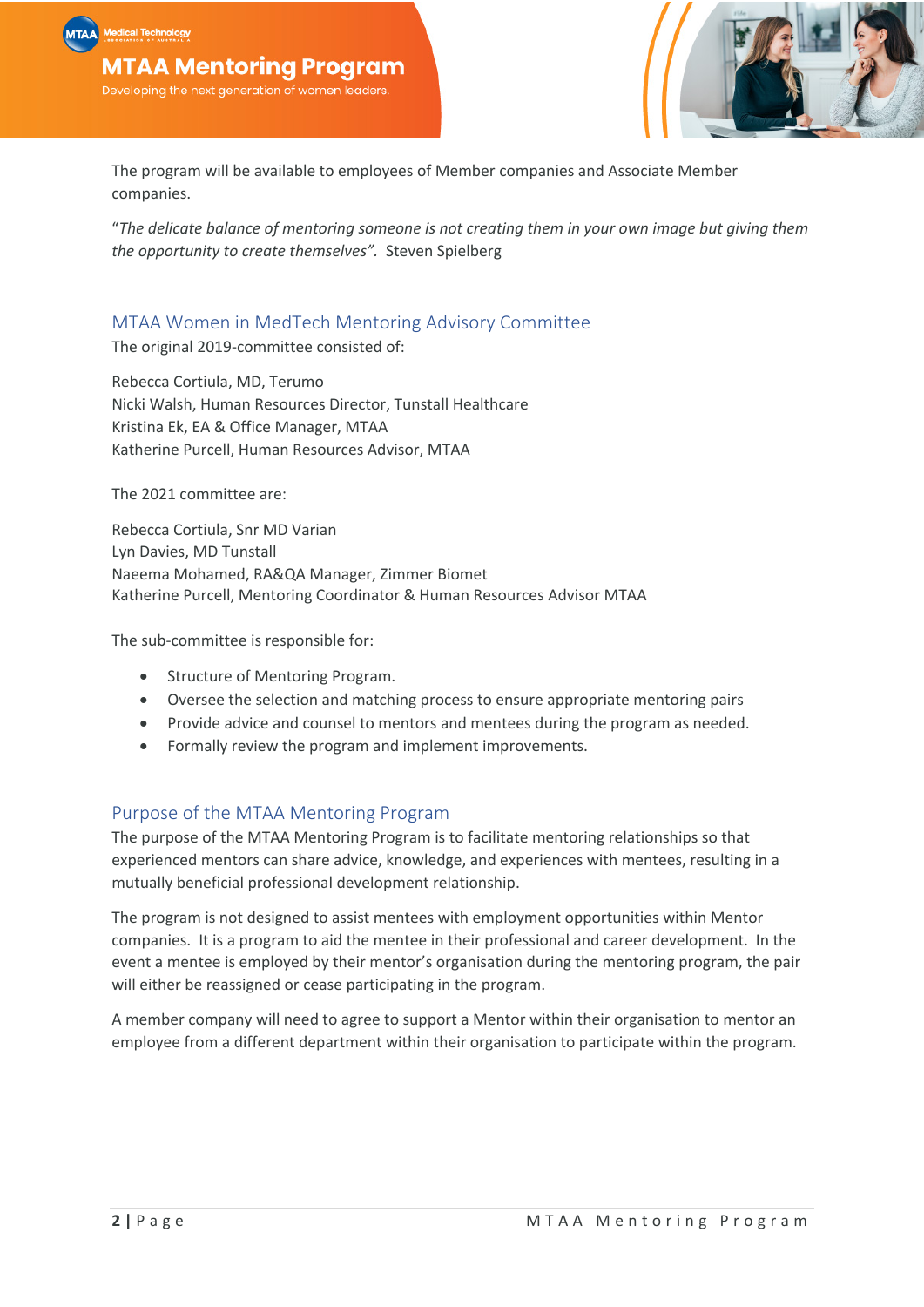The program will be available to employees of Member companies and Associate Member companies.

"*The delicate balance of mentoring someone is not creating them in your own image but giving them the opportunity to create themselves".* Steven Spielberg

## MTAA Women in MedTech Mentoring Advisory Committee

The original 2019-committee consisted of:

Rebecca Cortiula, MD, Terumo
Nicki Walsh, Human Resources Director, Tunstall Healthcare
Kristina Ek, EA & Office Manager, MTAA
Katherine Purcell, Human Resources Advisor, MTAA

The 2021 committee are:

Rebecca Cortiula, Snr MD Varian
Lyn Davies, MD Tunstall
Naeema Mohamed, RA&QA Manager, Zimmer Biomet
Katherine Purcell, Mentoring Coordinator & Human Resources Advisor MTAA

The sub-committee is responsible for:

- Structure of Mentoring Program.
- Oversee the selection and matching process to ensure appropriate mentoring pairs
- Provide advice and counsel to mentors and mentees during the program as needed.
- Formally review the program and implement improvements.

## Purpose of the MTAA Mentoring Program

The purpose of the MTAA Mentoring Program is to facilitate mentoring relationships so that experienced mentors can share advice, knowledge, and experiences with mentees, resulting in a mutually beneficial professional development relationship.

The program is not designed to assist mentees with employment opportunities within Mentor companies. It is a program to aid the mentee in their professional and career development. In the event a mentee is employed by their mentor's organisation during the mentoring program, the pair will either be reassigned or cease participating in the program.

A member company will need to agree to support a Mentor within their organisation to mentor an employee from a different department within their organisation to participate within the program.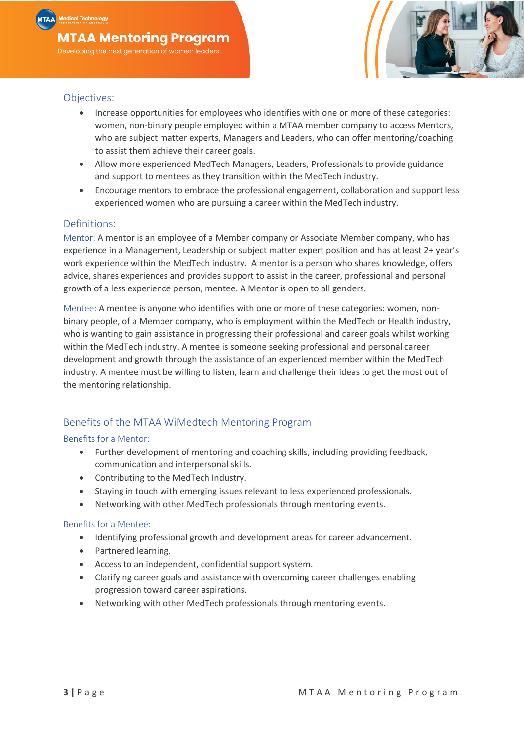## Objectives:

- Increase opportunities for employees who identifies with one or more of these categories: women, non-binary people employed within a MTAA member company to access Mentors, who are subject matter experts, Managers and Leaders, who can offer mentoring/coaching to assist them achieve their career goals.
- Allow more experienced MedTech Managers, Leaders, Professionals to provide guidance and support to mentees as they transition within the MedTech industry.
- Encourage mentors to embrace the professional engagement, collaboration and support less experienced women who are pursuing a career within the MedTech industry.

## Definitions:

Mentor: A mentor is an employee of a Member company or Associate Member company, who has experience in a Management, Leadership or subject matter expert position and has at least 2+ year's work experience within the MedTech industry. A mentor is a person who shares knowledge, offers advice, shares experiences and provides support to assist in the career, professional and personal growth of a less experience person, mentee. A Mentor is open to all genders.

Mentee: A mentee is anyone who identifies with one or more of these categories: women, non-binary people, of a Member company, who is employment within the MedTech or Health industry, who is wanting to gain assistance in progressing their professional and career goals whilst working within the MedTech industry. A mentee is someone seeking professional and personal career development and growth through the assistance of an experienced member within the MedTech industry. A mentee must be willing to listen, learn and challenge their ideas to get the most out of the mentoring relationship.

## Benefits of the MTAA WiMedtech Mentoring Program

### Benefits for a Mentor:

- Further development of mentoring and coaching skills, including providing feedback, communication and interpersonal skills.
- Contributing to the MedTech Industry.
- Staying in touch with emerging issues relevant to less experienced professionals.
- Networking with other MedTech professionals through mentoring events.

### Benefits for a Mentee:

- Identifying professional growth and development areas for career advancement.
- Partnered learning.
- Access to an independent, confidential support system.
- Clarifying career goals and assistance with overcoming career challenges enabling progression toward career aspirations.
- Networking with other MedTech professionals through mentoring events.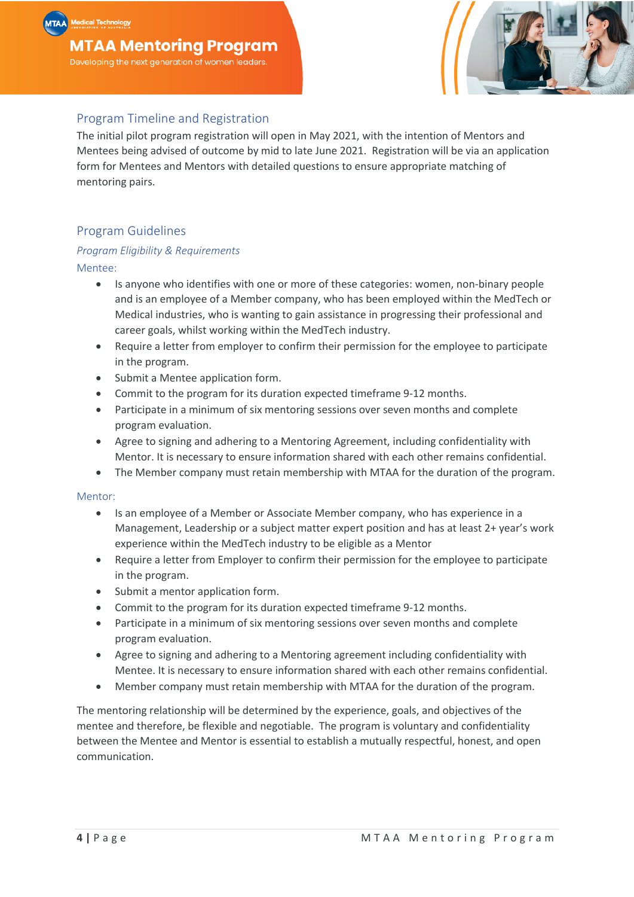## Program Timeline and Registration

The initial pilot program registration will open in May 2021, with the intention of Mentors and Mentees being advised of outcome by mid to late June 2021. Registration will be via an application form for Mentees and Mentors with detailed questions to ensure appropriate matching of mentoring pairs.

## Program Guidelines

### *Program Eligibility & Requirements*

#### Mentee:

- Is anyone who identifies with one or more of these categories: women, non-binary people and is an employee of a Member company, who has been employed within the MedTech or Medical industries, who is wanting to gain assistance in progressing their professional and career goals, whilst working within the MedTech industry.
- Require a letter from employer to confirm their permission for the employee to participate in the program.
- Submit a Mentee application form.
- Commit to the program for its duration expected timeframe 9-12 months.
- Participate in a minimum of six mentoring sessions over seven months and complete program evaluation.
- Agree to signing and adhering to a Mentoring Agreement, including confidentiality with Mentor. It is necessary to ensure information shared with each other remains confidential.
- The Member company must retain membership with MTAA for the duration of the program.

#### Mentor:

- Is an employee of a Member or Associate Member company, who has experience in a Management, Leadership or a subject matter expert position and has at least 2+ year's work experience within the MedTech industry to be eligible as a Mentor
- Require a letter from Employer to confirm their permission for the employee to participate in the program.
- Submit a mentor application form.
- Commit to the program for its duration expected timeframe 9-12 months.
- Participate in a minimum of six mentoring sessions over seven months and complete program evaluation.
- Agree to signing and adhering to a Mentoring agreement including confidentiality with Mentee. It is necessary to ensure information shared with each other remains confidential.
- Member company must retain membership with MTAA for the duration of the program.

The mentoring relationship will be determined by the experience, goals, and objectives of the mentee and therefore, be flexible and negotiable. The program is voluntary and confidentiality between the Mentee and Mentor is essential to establish a mutually respectful, honest, and open communication.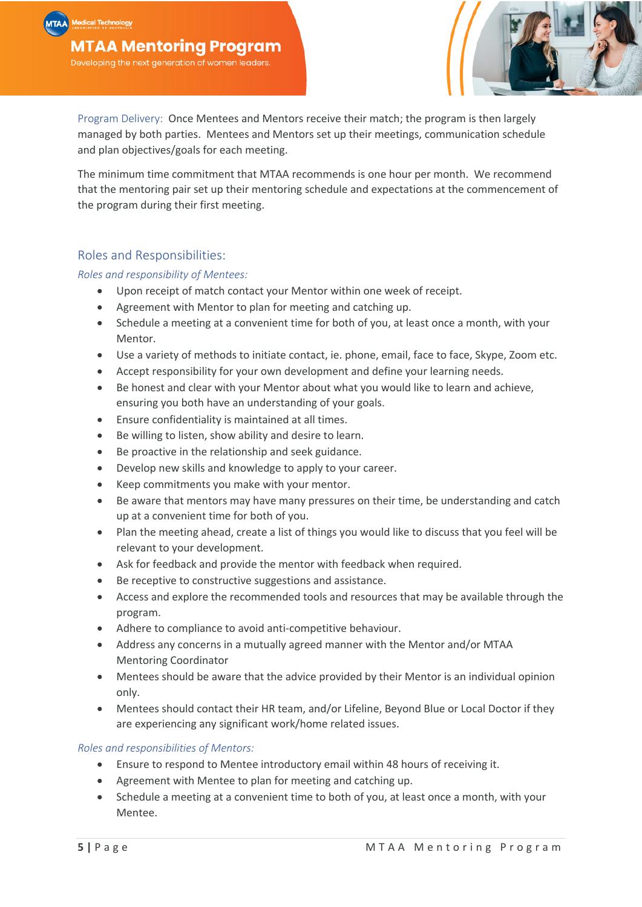Program Delivery: Once Mentees and Mentors receive their match; the program is then largely managed by both parties. Mentees and Mentors set up their meetings, communication schedule and plan objectives/goals for each meeting.

The minimum time commitment that MTAA recommends is one hour per month. We recommend that the mentoring pair set up their mentoring schedule and expectations at the commencement of the program during their first meeting.

## Roles and Responsibilities:

*Roles and responsibility of Mentees:*

- Upon receipt of match contact your Mentor within one week of receipt.
- Agreement with Mentor to plan for meeting and catching up.
- Schedule a meeting at a convenient time for both of you, at least once a month, with your Mentor.
- Use a variety of methods to initiate contact, ie. phone, email, face to face, Skype, Zoom etc.
- Accept responsibility for your own development and define your learning needs.
- Be honest and clear with your Mentor about what you would like to learn and achieve, ensuring you both have an understanding of your goals.
- Ensure confidentiality is maintained at all times.
- Be willing to listen, show ability and desire to learn.
- Be proactive in the relationship and seek guidance.
- Develop new skills and knowledge to apply to your career.
- Keep commitments you make with your mentor.
- Be aware that mentors may have many pressures on their time, be understanding and catch up at a convenient time for both of you.
- Plan the meeting ahead, create a list of things you would like to discuss that you feel will be relevant to your development.
- Ask for feedback and provide the mentor with feedback when required.
- Be receptive to constructive suggestions and assistance.
- Access and explore the recommended tools and resources that may be available through the program.
- Adhere to compliance to avoid anti-competitive behaviour.
- Address any concerns in a mutually agreed manner with the Mentor and/or MTAA Mentoring Coordinator
- Mentees should be aware that the advice provided by their Mentor is an individual opinion only.
- Mentees should contact their HR team, and/or Lifeline, Beyond Blue or Local Doctor if they are experiencing any significant work/home related issues.

*Roles and responsibilities of Mentors:*

- Ensure to respond to Mentee introductory email within 48 hours of receiving it.
- Agreement with Mentee to plan for meeting and catching up.
- Schedule a meeting at a convenient time to both of you, at least once a month, with your Mentee.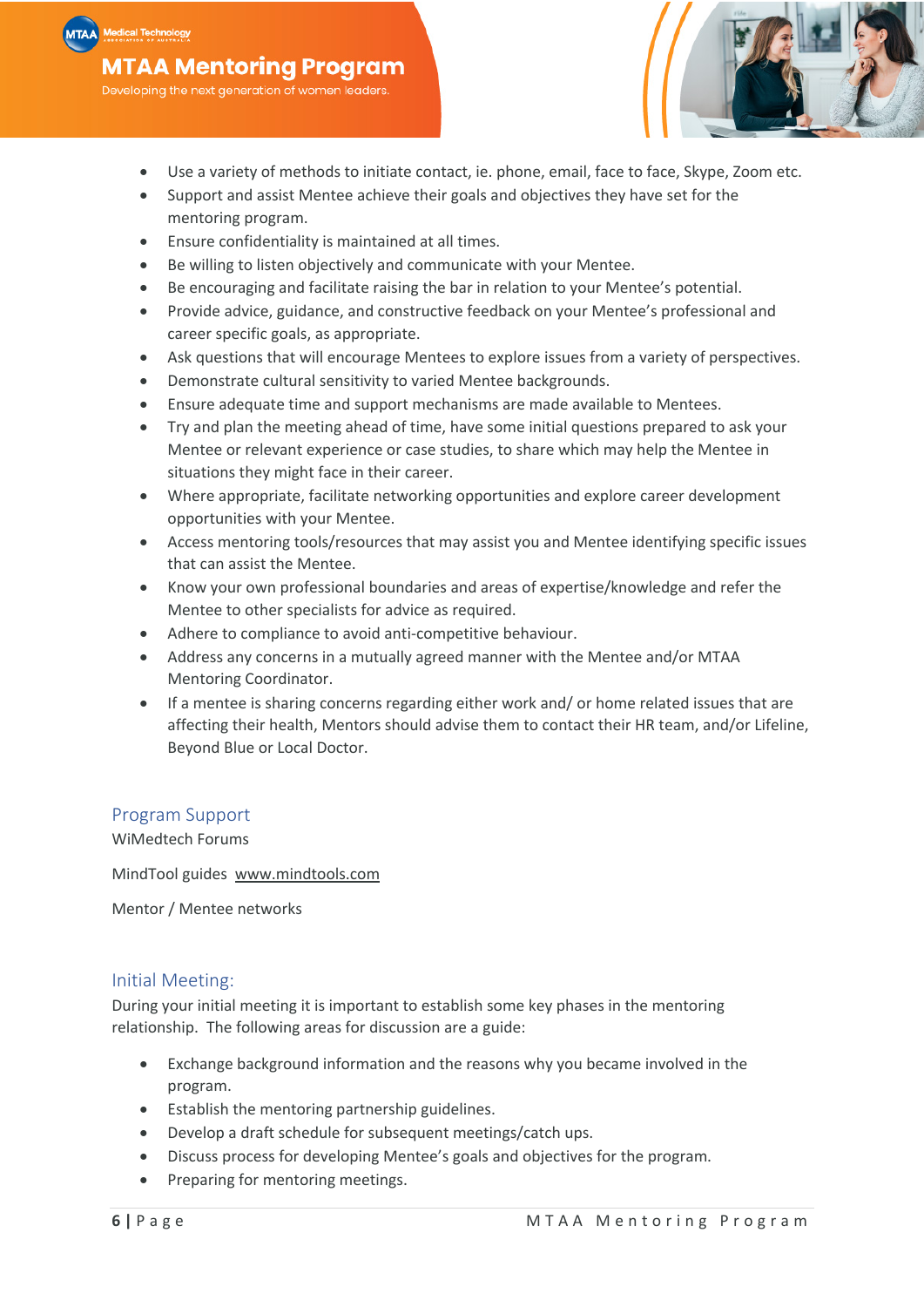- Use a variety of methods to initiate contact, ie. phone, email, face to face, Skype, Zoom etc.
- Support and assist Mentee achieve their goals and objectives they have set for the mentoring program.
- Ensure confidentiality is maintained at all times.
- Be willing to listen objectively and communicate with your Mentee.
- Be encouraging and facilitate raising the bar in relation to your Mentee's potential.
- Provide advice, guidance, and constructive feedback on your Mentee's professional and career specific goals, as appropriate.
- Ask questions that will encourage Mentees to explore issues from a variety of perspectives.
- Demonstrate cultural sensitivity to varied Mentee backgrounds.
- Ensure adequate time and support mechanisms are made available to Mentees.
- Try and plan the meeting ahead of time, have some initial questions prepared to ask your Mentee or relevant experience or case studies, to share which may help the Mentee in situations they might face in their career.
- Where appropriate, facilitate networking opportunities and explore career development opportunities with your Mentee.
- Access mentoring tools/resources that may assist you and Mentee identifying specific issues that can assist the Mentee.
- Know your own professional boundaries and areas of expertise/knowledge and refer the Mentee to other specialists for advice as required.
- Adhere to compliance to avoid anti-competitive behaviour.
- Address any concerns in a mutually agreed manner with the Mentee and/or MTAA Mentoring Coordinator.
- If a mentee is sharing concerns regarding either work and/ or home related issues that are affecting their health, Mentors should advise them to contact their HR team, and/or Lifeline, Beyond Blue or Local Doctor.

## Program Support

WiMedtech Forums

MindTool guides www.mindtools.com

Mentor / Mentee networks

## Initial Meeting:

During your initial meeting it is important to establish some key phases in the mentoring relationship. The following areas for discussion are a guide:

- Exchange background information and the reasons why you became involved in the program.
- Establish the mentoring partnership guidelines.
- Develop a draft schedule for subsequent meetings/catch ups.
- Discuss process for developing Mentee's goals and objectives for the program.
- Preparing for mentoring meetings.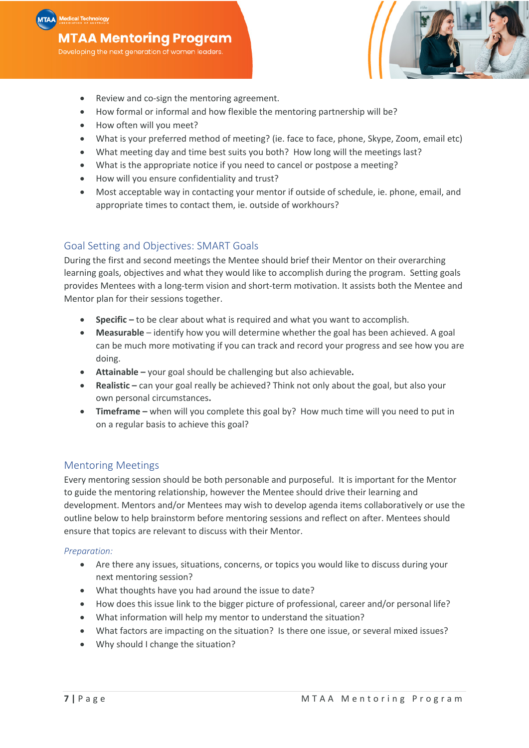- Review and co-sign the mentoring agreement.
- How formal or informal and how flexible the mentoring partnership will be?
- How often will you meet?
- What is your preferred method of meeting? (ie. face to face, phone, Skype, Zoom, email etc)
- What meeting day and time best suits you both? How long will the meetings last?
- What is the appropriate notice if you need to cancel or postpose a meeting?
- How will you ensure confidentiality and trust?
- Most acceptable way in contacting your mentor if outside of schedule, ie. phone, email, and appropriate times to contact them, ie. outside of workhours?

## Goal Setting and Objectives: SMART Goals

During the first and second meetings the Mentee should brief their Mentor on their overarching learning goals, objectives and what they would like to accomplish during the program. Setting goals provides Mentees with a long-term vision and short-term motivation. It assists both the Mentee and Mentor plan for their sessions together.

- **Specific –** to be clear about what is required and what you want to accomplish.
- **Measurable** – identify how you will determine whether the goal has been achieved. A goal can be much more motivating if you can track and record your progress and see how you are doing.
- **Attainable –** your goal should be challenging but also achievable.
- **Realistic –** can your goal really be achieved? Think not only about the goal, but also your own personal circumstances.
- **Timeframe –** when will you complete this goal by? How much time will you need to put in on a regular basis to achieve this goal?

## Mentoring Meetings

Every mentoring session should be both personable and purposeful. It is important for the Mentor to guide the mentoring relationship, however the Mentee should drive their learning and development. Mentors and/or Mentees may wish to develop agenda items collaboratively or use the outline below to help brainstorm before mentoring sessions and reflect on after. Mentees should ensure that topics are relevant to discuss with their Mentor.

*Preparation:*

- Are there any issues, situations, concerns, or topics you would like to discuss during your next mentoring session?
- What thoughts have you had around the issue to date?
- How does this issue link to the bigger picture of professional, career and/or personal life?
- What information will help my mentor to understand the situation?
- What factors are impacting on the situation? Is there one issue, or several mixed issues?
- Why should I change the situation?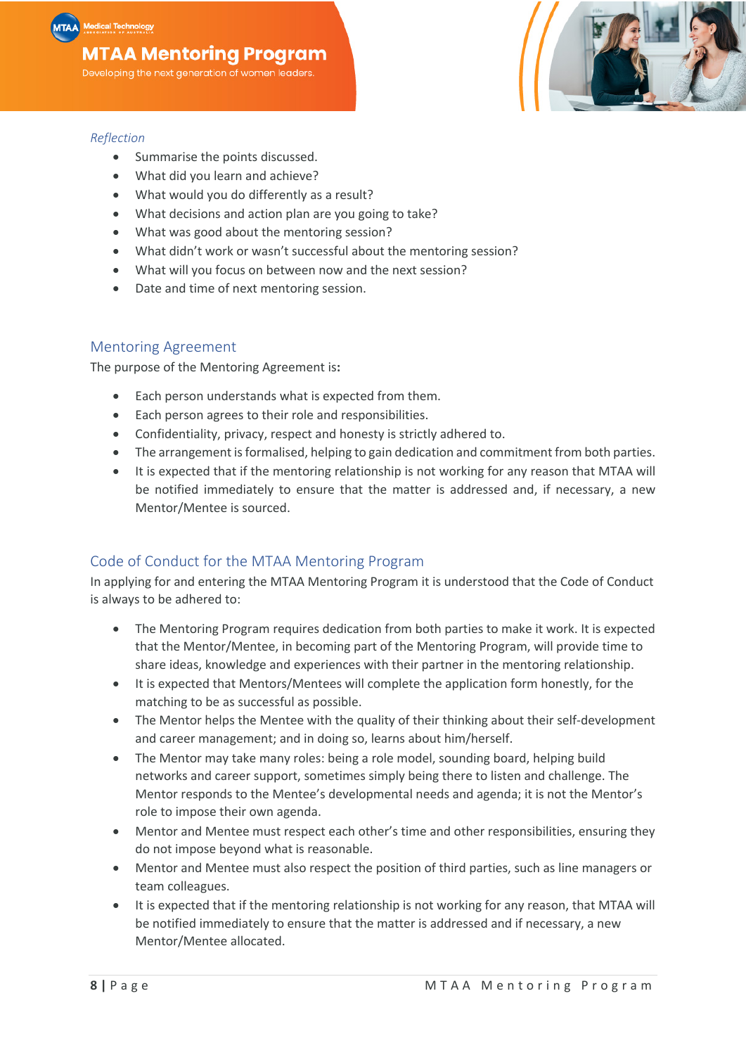*Reflection*

- Summarise the points discussed.
- What did you learn and achieve?
- What would you do differently as a result?
- What decisions and action plan are you going to take?
- What was good about the mentoring session?
- What didn't work or wasn't successful about the mentoring session?
- What will you focus on between now and the next session?
- Date and time of next mentoring session.

## Mentoring Agreement

The purpose of the Mentoring Agreement is**:**

- Each person understands what is expected from them.
- Each person agrees to their role and responsibilities.
- Confidentiality, privacy, respect and honesty is strictly adhered to.
- The arrangement is formalised, helping to gain dedication and commitment from both parties.
- It is expected that if the mentoring relationship is not working for any reason that MTAA will be notified immediately to ensure that the matter is addressed and, if necessary, a new Mentor/Mentee is sourced.

## Code of Conduct for the MTAA Mentoring Program

In applying for and entering the MTAA Mentoring Program it is understood that the Code of Conduct is always to be adhered to:

- The Mentoring Program requires dedication from both parties to make it work. It is expected that the Mentor/Mentee, in becoming part of the Mentoring Program, will provide time to share ideas, knowledge and experiences with their partner in the mentoring relationship.
- It is expected that Mentors/Mentees will complete the application form honestly, for the matching to be as successful as possible.
- The Mentor helps the Mentee with the quality of their thinking about their self-development and career management; and in doing so, learns about him/herself.
- The Mentor may take many roles: being a role model, sounding board, helping build networks and career support, sometimes simply being there to listen and challenge. The Mentor responds to the Mentee's developmental needs and agenda; it is not the Mentor's role to impose their own agenda.
- Mentor and Mentee must respect each other's time and other responsibilities, ensuring they do not impose beyond what is reasonable.
- Mentor and Mentee must also respect the position of third parties, such as line managers or team colleagues.
- It is expected that if the mentoring relationship is not working for any reason, that MTAA will be notified immediately to ensure that the matter is addressed and if necessary, a new Mentor/Mentee allocated.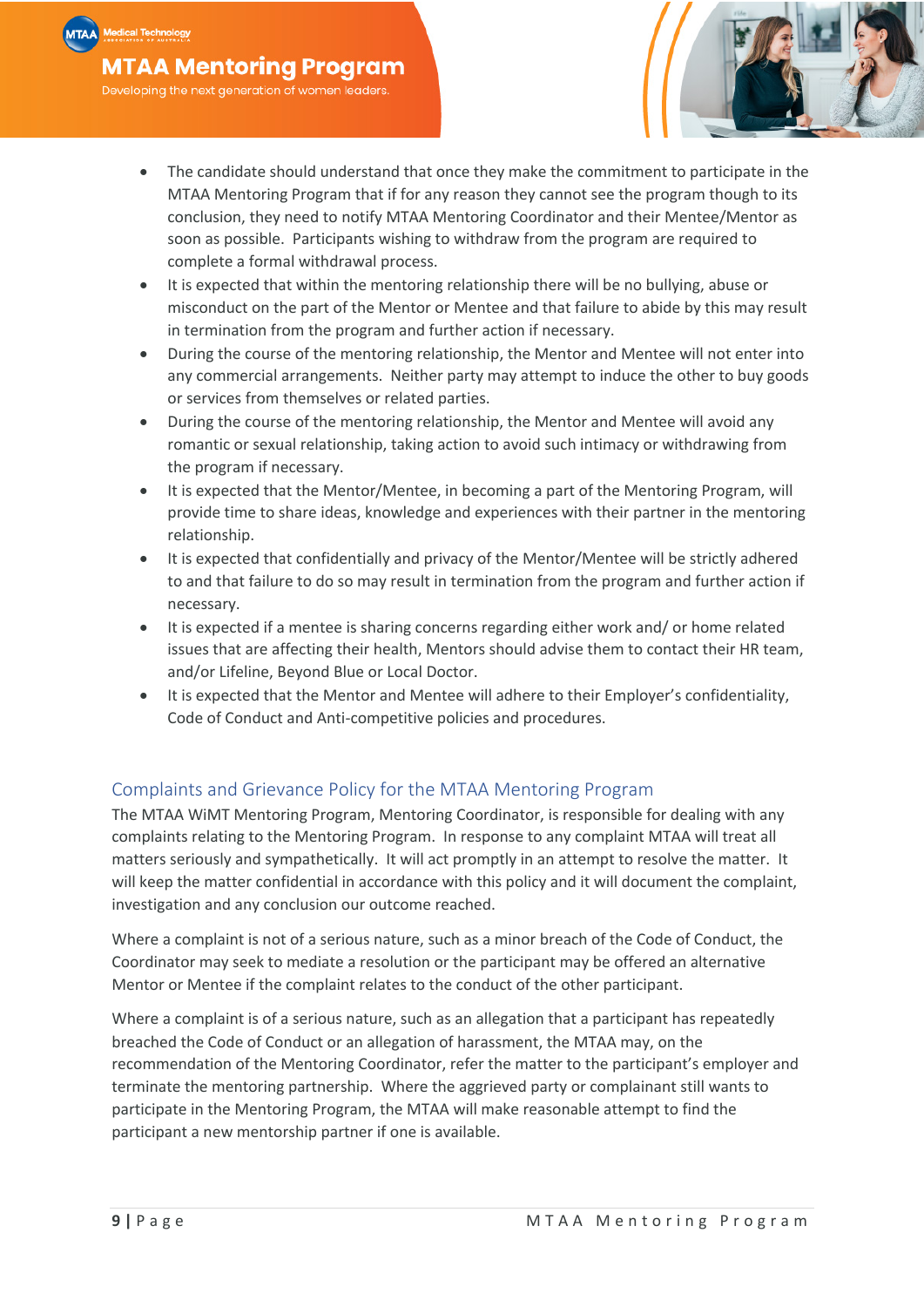- The candidate should understand that once they make the commitment to participate in the MTAA Mentoring Program that if for any reason they cannot see the program though to its conclusion, they need to notify MTAA Mentoring Coordinator and their Mentee/Mentor as soon as possible. Participants wishing to withdraw from the program are required to complete a formal withdrawal process.
- It is expected that within the mentoring relationship there will be no bullying, abuse or misconduct on the part of the Mentor or Mentee and that failure to abide by this may result in termination from the program and further action if necessary.
- During the course of the mentoring relationship, the Mentor and Mentee will not enter into any commercial arrangements. Neither party may attempt to induce the other to buy goods or services from themselves or related parties.
- During the course of the mentoring relationship, the Mentor and Mentee will avoid any romantic or sexual relationship, taking action to avoid such intimacy or withdrawing from the program if necessary.
- It is expected that the Mentor/Mentee, in becoming a part of the Mentoring Program, will provide time to share ideas, knowledge and experiences with their partner in the mentoring relationship.
- It is expected that confidentially and privacy of the Mentor/Mentee will be strictly adhered to and that failure to do so may result in termination from the program and further action if necessary.
- It is expected if a mentee is sharing concerns regarding either work and/ or home related issues that are affecting their health, Mentors should advise them to contact their HR team, and/or Lifeline, Beyond Blue or Local Doctor.
- It is expected that the Mentor and Mentee will adhere to their Employer's confidentiality, Code of Conduct and Anti-competitive policies and procedures.

## Complaints and Grievance Policy for the MTAA Mentoring Program

The MTAA WiMT Mentoring Program, Mentoring Coordinator, is responsible for dealing with any complaints relating to the Mentoring Program. In response to any complaint MTAA will treat all matters seriously and sympathetically. It will act promptly in an attempt to resolve the matter. It will keep the matter confidential in accordance with this policy and it will document the complaint, investigation and any conclusion our outcome reached.

Where a complaint is not of a serious nature, such as a minor breach of the Code of Conduct, the Coordinator may seek to mediate a resolution or the participant may be offered an alternative Mentor or Mentee if the complaint relates to the conduct of the other participant.

Where a complaint is of a serious nature, such as an allegation that a participant has repeatedly breached the Code of Conduct or an allegation of harassment, the MTAA may, on the recommendation of the Mentoring Coordinator, refer the matter to the participant's employer and terminate the mentoring partnership. Where the aggrieved party or complainant still wants to participate in the Mentoring Program, the MTAA will make reasonable attempt to find the participant a new mentorship partner if one is available.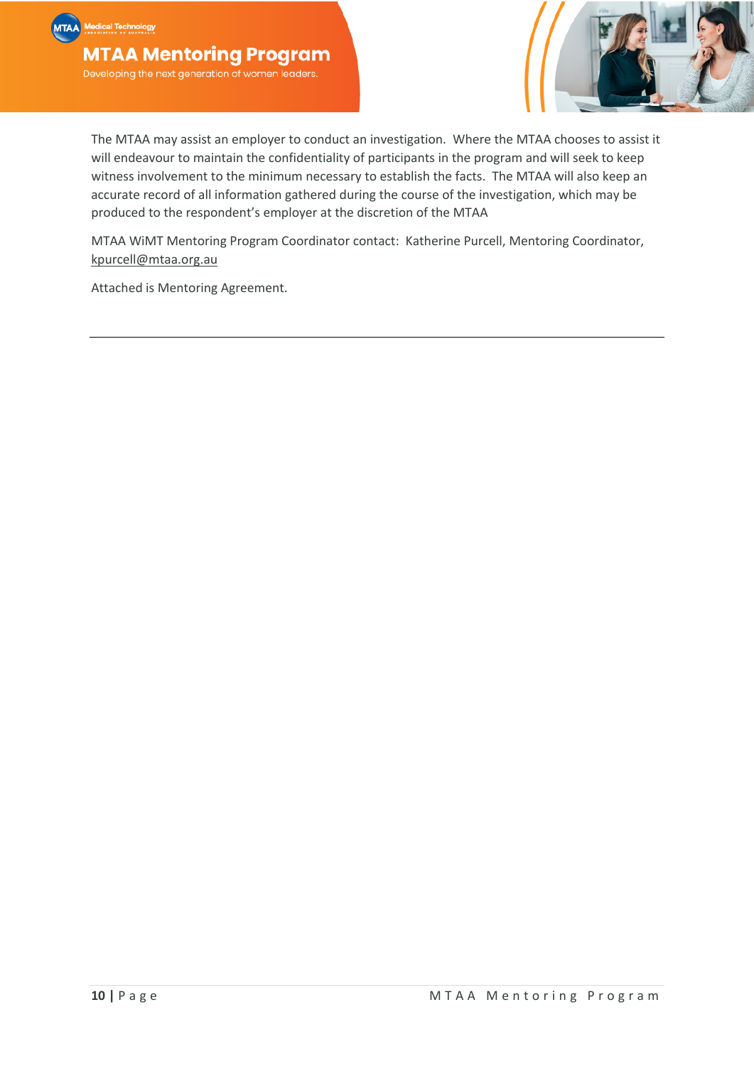The MTAA may assist an employer to conduct an investigation. Where the MTAA chooses to assist it will endeavour to maintain the confidentiality of participants in the program and will seek to keep witness involvement to the minimum necessary to establish the facts. The MTAA will also keep an accurate record of all information gathered during the course of the investigation, which may be produced to the respondent's employer at the discretion of the MTAA

MTAA WiMT Mentoring Program Coordinator contact: Katherine Purcell, Mentoring Coordinator, kpurcell@mtaa.org.au

Attached is Mentoring Agreement.

---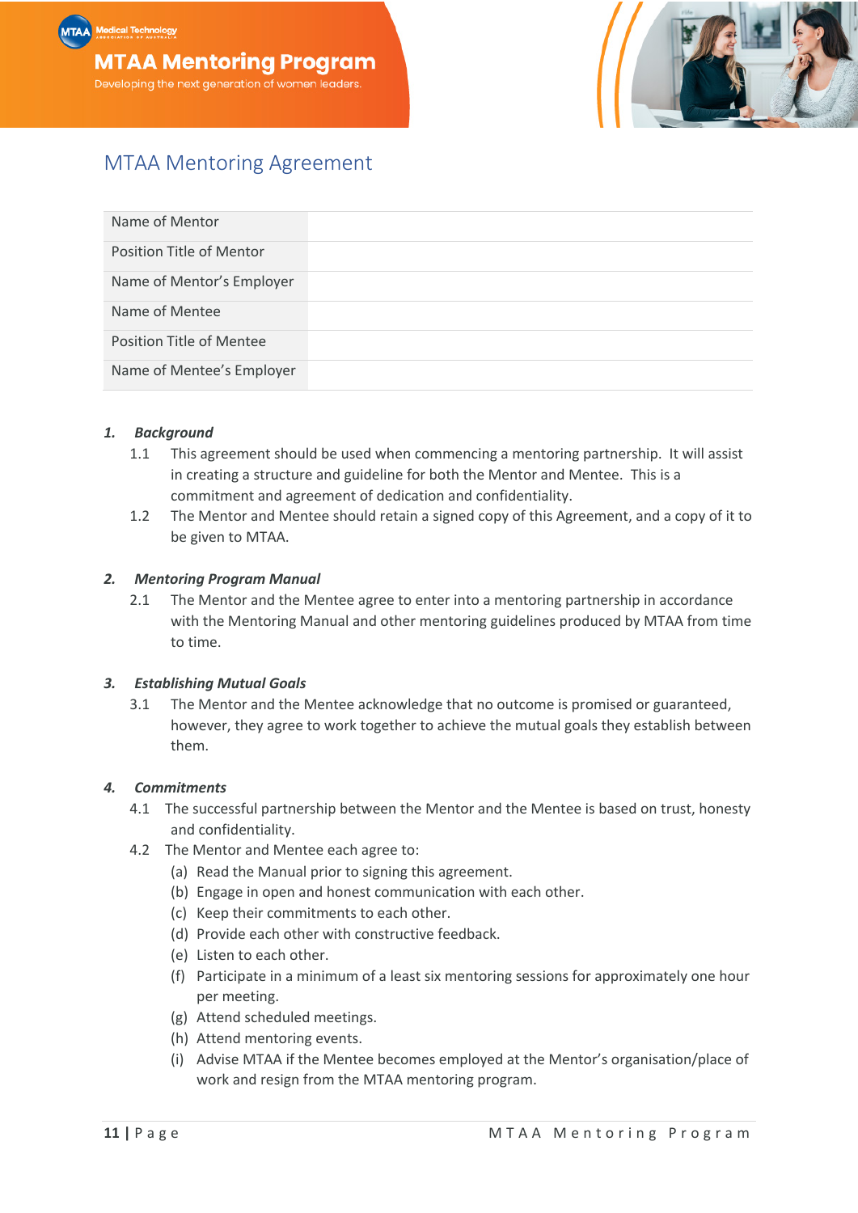# MTAA Mentoring Agreement

| | |
|---|---|
| Name of Mentor | |
| Position Title of Mentor | |
| Name of Mentor's Employer | |
| Name of Mentee | |
| Position Title of Mentee | |
| Name of Mentee's Employer | |

### 1. *Background*

1.1 This agreement should be used when commencing a mentoring partnership. It will assist in creating a structure and guideline for both the Mentor and Mentee. This is a commitment and agreement of dedication and confidentiality.

1.2 The Mentor and Mentee should retain a signed copy of this Agreement, and a copy of it to be given to MTAA.

### 2. *Mentoring Program Manual*

2.1 The Mentor and the Mentee agree to enter into a mentoring partnership in accordance with the Mentoring Manual and other mentoring guidelines produced by MTAA from time to time.

### 3. *Establishing Mutual Goals*

3.1 The Mentor and the Mentee acknowledge that no outcome is promised or guaranteed, however, they agree to work together to achieve the mutual goals they establish between them.

### 4. *Commitments*

4.1 The successful partnership between the Mentor and the Mentee is based on trust, honesty and confidentiality.

4.2 The Mentor and Mentee each agree to:

(a) Read the Manual prior to signing this agreement.
(b) Engage in open and honest communication with each other.
(c) Keep their commitments to each other.
(d) Provide each other with constructive feedback.
(e) Listen to each other.
(f) Participate in a minimum of a least six mentoring sessions for approximately one hour per meeting.
(g) Attend scheduled meetings.
(h) Attend mentoring events.
(i) Advise MTAA if the Mentee becomes employed at the Mentor's organisation/place of work and resign from the MTAA mentoring program.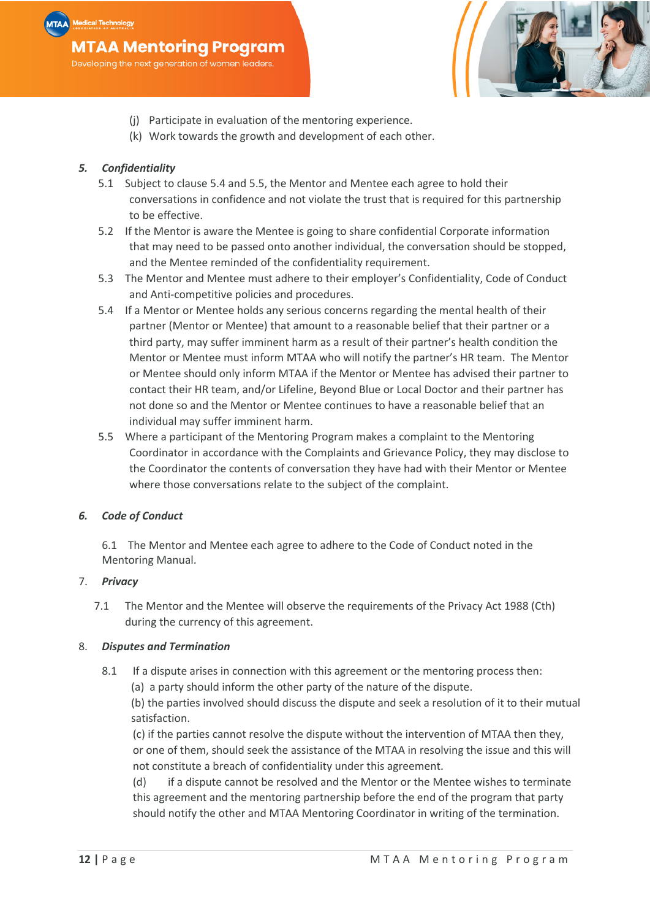(j) Participate in evaluation of the mentoring experience.
(k) Work towards the growth and development of each other.

### *5. Confidentiality*

5.1 Subject to clause 5.4 and 5.5, the Mentor and Mentee each agree to hold their conversations in confidence and not violate the trust that is required for this partnership to be effective.

5.2 If the Mentor is aware the Mentee is going to share confidential Corporate information that may need to be passed onto another individual, the conversation should be stopped, and the Mentee reminded of the confidentiality requirement.

5.3 The Mentor and Mentee must adhere to their employer's Confidentiality, Code of Conduct and Anti-competitive policies and procedures.

5.4 If a Mentor or Mentee holds any serious concerns regarding the mental health of their partner (Mentor or Mentee) that amount to a reasonable belief that their partner or a third party, may suffer imminent harm as a result of their partner's health condition the Mentor or Mentee must inform MTAA who will notify the partner's HR team. The Mentor or Mentee should only inform MTAA if the Mentor or Mentee has advised their partner to contact their HR team, and/or Lifeline, Beyond Blue or Local Doctor and their partner has not done so and the Mentor or Mentee continues to have a reasonable belief that an individual may suffer imminent harm.

5.5 Where a participant of the Mentoring Program makes a complaint to the Mentoring Coordinator in accordance with the Complaints and Grievance Policy, they may disclose to the Coordinator the contents of conversation they have had with their Mentor or Mentee where those conversations relate to the subject of the complaint.

### *6. Code of Conduct*

6.1 The Mentor and Mentee each agree to adhere to the Code of Conduct noted in the Mentoring Manual.

### 7. *Privacy*

7.1 The Mentor and the Mentee will observe the requirements of the Privacy Act 1988 (Cth) during the currency of this agreement.

### 8. *Disputes and Termination*

8.1 If a dispute arises in connection with this agreement or the mentoring process then:

(a) a party should inform the other party of the nature of the dispute.

(b) the parties involved should discuss the dispute and seek a resolution of it to their mutual satisfaction.

(c) if the parties cannot resolve the dispute without the intervention of MTAA then they, or one of them, should seek the assistance of the MTAA in resolving the issue and this will not constitute a breach of confidentiality under this agreement.

(d) if a dispute cannot be resolved and the Mentor or the Mentee wishes to terminate this agreement and the mentoring partnership before the end of the program that party should notify the other and MTAA Mentoring Coordinator in writing of the termination.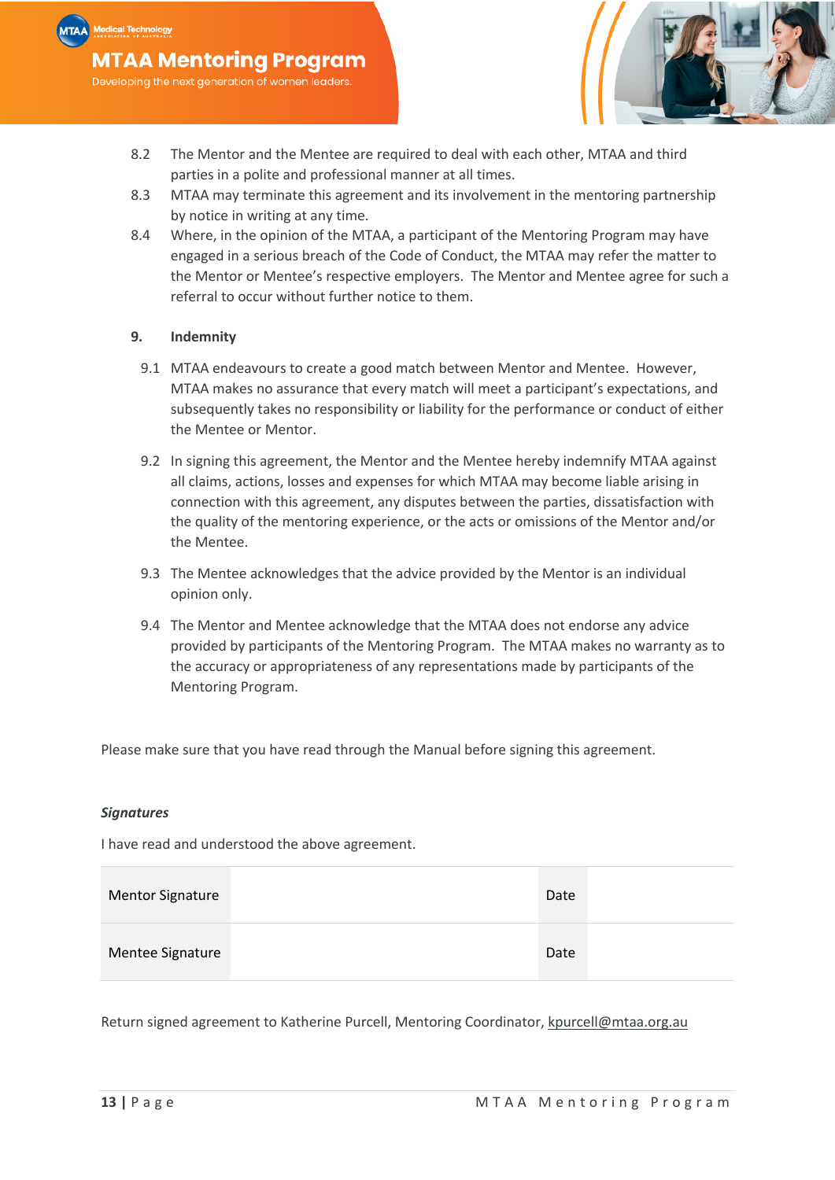8.2 The Mentor and the Mentee are required to deal with each other, MTAA and third parties in a polite and professional manner at all times.

8.3 MTAA may terminate this agreement and its involvement in the mentoring partnership by notice in writing at any time.

8.4 Where, in the opinion of the MTAA, a participant of the Mentoring Program may have engaged in a serious breach of the Code of Conduct, the MTAA may refer the matter to the Mentor or Mentee's respective employers. The Mentor and Mentee agree for such a referral to occur without further notice to them.

**9. Indemnity**

9.1 MTAA endeavours to create a good match between Mentor and Mentee. However, MTAA makes no assurance that every match will meet a participant's expectations, and subsequently takes no responsibility or liability for the performance or conduct of either the Mentee or Mentor.

9.2 In signing this agreement, the Mentor and the Mentee hereby indemnify MTAA against all claims, actions, losses and expenses for which MTAA may become liable arising in connection with this agreement, any disputes between the parties, dissatisfaction with the quality of the mentoring experience, or the acts or omissions of the Mentor and/or the Mentee.

9.3 The Mentee acknowledges that the advice provided by the Mentor is an individual opinion only.

9.4 The Mentor and Mentee acknowledge that the MTAA does not endorse any advice provided by participants of the Mentoring Program. The MTAA makes no warranty as to the accuracy or appropriateness of any representations made by participants of the Mentoring Program.

Please make sure that you have read through the Manual before signing this agreement.

***Signatures***

I have read and understood the above agreement.

| | | | |
|---|---|---|---|
| Mentor Signature | | Date | |
| Mentee Signature | | Date | |

Return signed agreement to Katherine Purcell, Mentoring Coordinator, kpurcell@mtaa.org.au